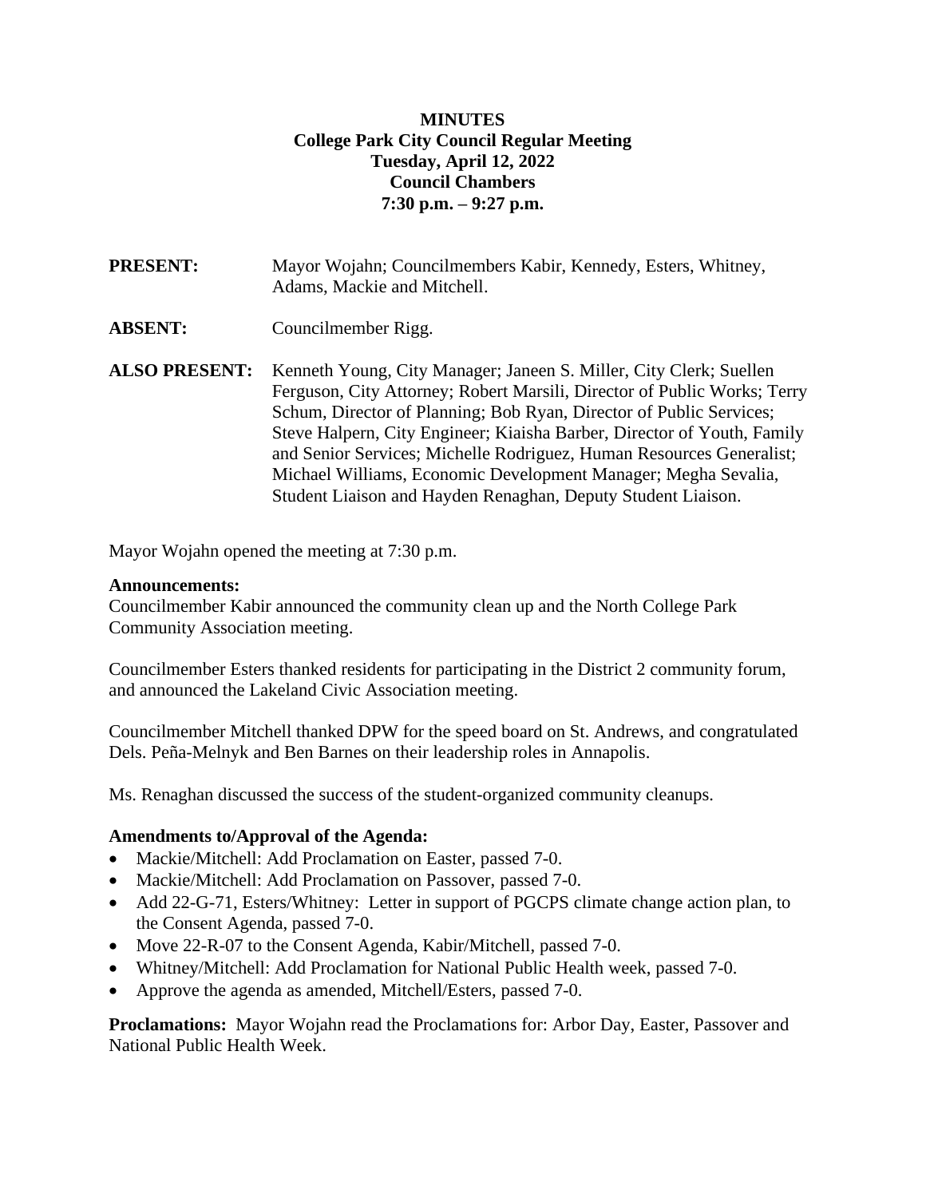**MINUTES**
**College Park City Council Regular Meeting**
**Tuesday, April 12, 2022**
**Council Chambers**
**7:30 p.m. – 9:27 p.m.**

**PRESENT:** Mayor Wojahn; Councilmembers Kabir, Kennedy, Esters, Whitney, Adams, Mackie and Mitchell.

**ABSENT:** Councilmember Rigg.

**ALSO PRESENT:** Kenneth Young, City Manager; Janeen S. Miller, City Clerk; Suellen Ferguson, City Attorney; Robert Marsili, Director of Public Works; Terry Schum, Director of Planning; Bob Ryan, Director of Public Services; Steve Halpern, City Engineer; Kiaisha Barber, Director of Youth, Family and Senior Services; Michelle Rodriguez, Human Resources Generalist; Michael Williams, Economic Development Manager; Megha Sevalia, Student Liaison and Hayden Renaghan, Deputy Student Liaison.

Mayor Wojahn opened the meeting at 7:30 p.m.

**Announcements:**
Councilmember Kabir announced the community clean up and the North College Park Community Association meeting.

Councilmember Esters thanked residents for participating in the District 2 community forum, and announced the Lakeland Civic Association meeting.

Councilmember Mitchell thanked DPW for the speed board on St. Andrews, and congratulated Dels. Peña-Melnyk and Ben Barnes on their leadership roles in Annapolis.

Ms. Renaghan discussed the success of the student-organized community cleanups.

**Amendments to/Approval of the Agenda:**

- Mackie/Mitchell: Add Proclamation on Easter, passed 7-0.
- Mackie/Mitchell: Add Proclamation on Passover, passed 7-0.
- Add 22-G-71, Esters/Whitney: Letter in support of PGCPS climate change action plan, to the Consent Agenda, passed 7-0.
- Move 22-R-07 to the Consent Agenda, Kabir/Mitchell, passed 7-0.
- Whitney/Mitchell: Add Proclamation for National Public Health week, passed 7-0.
- Approve the agenda as amended, Mitchell/Esters, passed 7-0.

**Proclamations:** Mayor Wojahn read the Proclamations for: Arbor Day, Easter, Passover and National Public Health Week.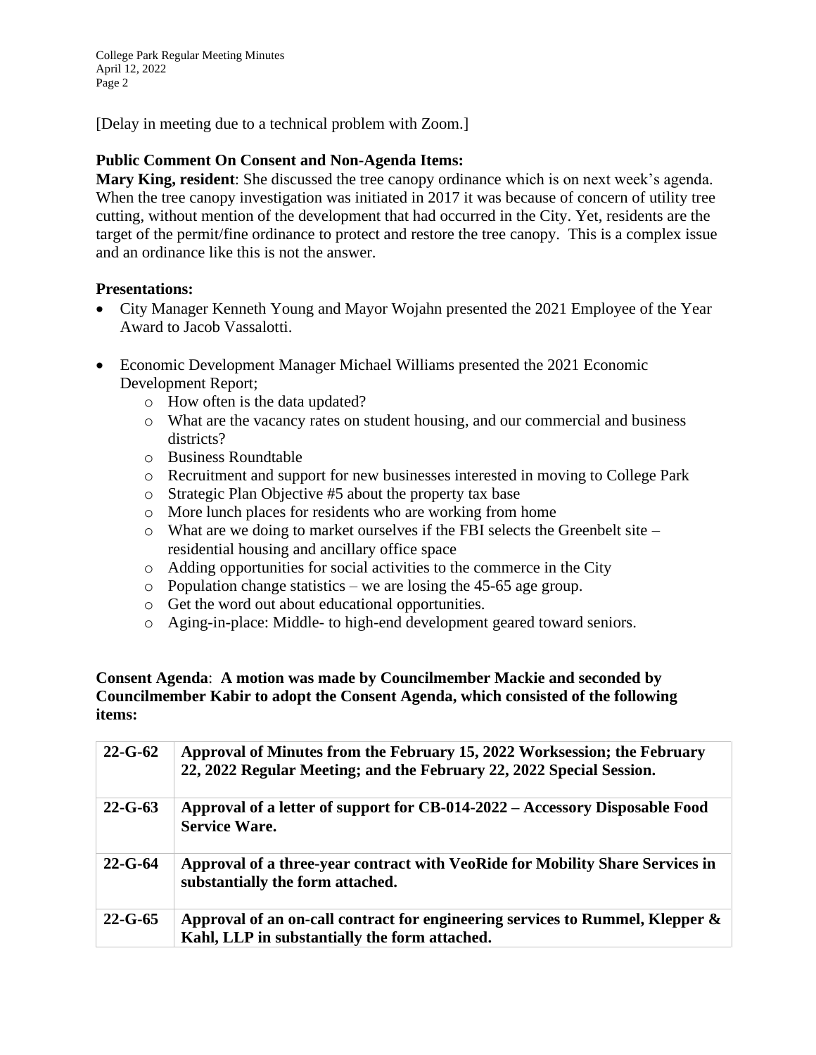[Delay in meeting due to a technical problem with Zoom.]

**Public Comment On Consent and Non-Agenda Items:**

**Mary King, resident**: She discussed the tree canopy ordinance which is on next week's agenda. When the tree canopy investigation was initiated in 2017 it was because of concern of utility tree cutting, without mention of the development that had occurred in the City. Yet, residents are the target of the permit/fine ordinance to protect and restore the tree canopy. This is a complex issue and an ordinance like this is not the answer.

**Presentations:**

- City Manager Kenneth Young and Mayor Wojahn presented the 2021 Employee of the Year Award to Jacob Vassalotti.
- Economic Development Manager Michael Williams presented the 2021 Economic Development Report;
  - How often is the data updated?
  - What are the vacancy rates on student housing, and our commercial and business districts?
  - Business Roundtable
  - Recruitment and support for new businesses interested in moving to College Park
  - Strategic Plan Objective #5 about the property tax base
  - More lunch places for residents who are working from home
  - What are we doing to market ourselves if the FBI selects the Greenbelt site – residential housing and ancillary office space
  - Adding opportunities for social activities to the commerce in the City
  - Population change statistics – we are losing the 45-65 age group.
  - Get the word out about educational opportunities.
  - Aging-in-place: Middle- to high-end development geared toward seniors.

**Consent Agenda**: **A motion was made by Councilmember Mackie and seconded by Councilmember Kabir to adopt the Consent Agenda, which consisted of the following items:**

| | |
|---|---|
| **22-G-62** | **Approval of Minutes from the February 15, 2022 Worksession; the February 22, 2022 Regular Meeting; and the February 22, 2022 Special Session.** |
| **22-G-63** | **Approval of a letter of support for CB-014-2022 – Accessory Disposable Food Service Ware.** |
| **22-G-64** | **Approval of a three-year contract with VeoRide for Mobility Share Services in substantially the form attached.** |
| **22-G-65** | **Approval of an on-call contract for engineering services to Rummel, Klepper & Kahl, LLP in substantially the form attached.** |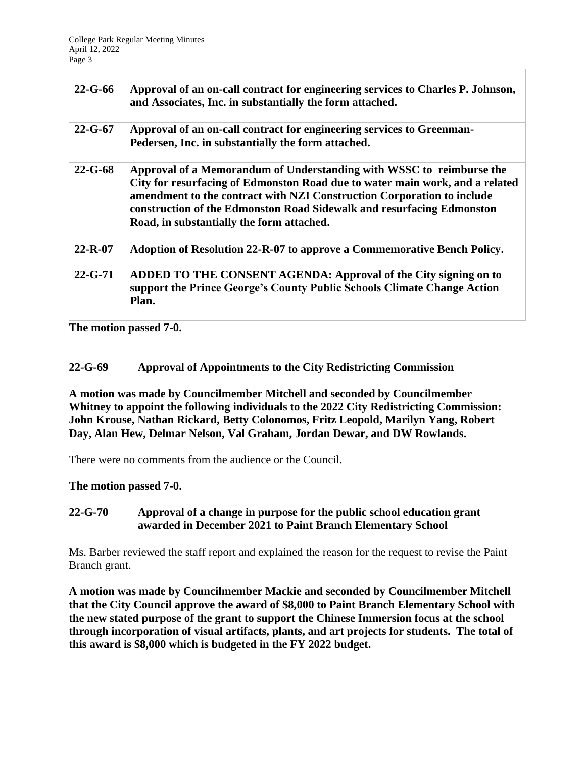| | |
|---|---|
| **22-G-66** | **Approval of an on-call contract for engineering services to Charles P. Johnson, and Associates, Inc. in substantially the form attached.** |
| **22-G-67** | **Approval of an on-call contract for engineering services to Greenman-Pedersen, Inc. in substantially the form attached.** |
| **22-G-68** | **Approval of a Memorandum of Understanding with WSSC to reimburse the City for resurfacing of Edmonston Road due to water main work, and a related amendment to the contract with NZI Construction Corporation to include construction of the Edmonston Road Sidewalk and resurfacing Edmonston Road, in substantially the form attached.** |
| **22-R-07** | **Adoption of Resolution 22-R-07 to approve a Commemorative Bench Policy.** |
| **22-G-71** | **ADDED TO THE CONSENT AGENDA: Approval of the City signing on to support the Prince George's County Public Schools Climate Change Action Plan.** |

**The motion passed 7-0.**

**22-G-69 Approval of Appointments to the City Redistricting Commission**

**A motion was made by Councilmember Mitchell and seconded by Councilmember Whitney to appoint the following individuals to the 2022 City Redistricting Commission: John Krouse, Nathan Rickard, Betty Colonomos, Fritz Leopold, Marilyn Yang, Robert Day, Alan Hew, Delmar Nelson, Val Graham, Jordan Dewar, and DW Rowlands.**

There were no comments from the audience or the Council.

**The motion passed 7-0.**

**22-G-70 Approval of a change in purpose for the public school education grant awarded in December 2021 to Paint Branch Elementary School**

Ms. Barber reviewed the staff report and explained the reason for the request to revise the Paint Branch grant.

**A motion was made by Councilmember Mackie and seconded by Councilmember Mitchell that the City Council approve the award of $8,000 to Paint Branch Elementary School with the new stated purpose of the grant to support the Chinese Immersion focus at the school through incorporation of visual artifacts, plants, and art projects for students. The total of this award is $8,000 which is budgeted in the FY 2022 budget.**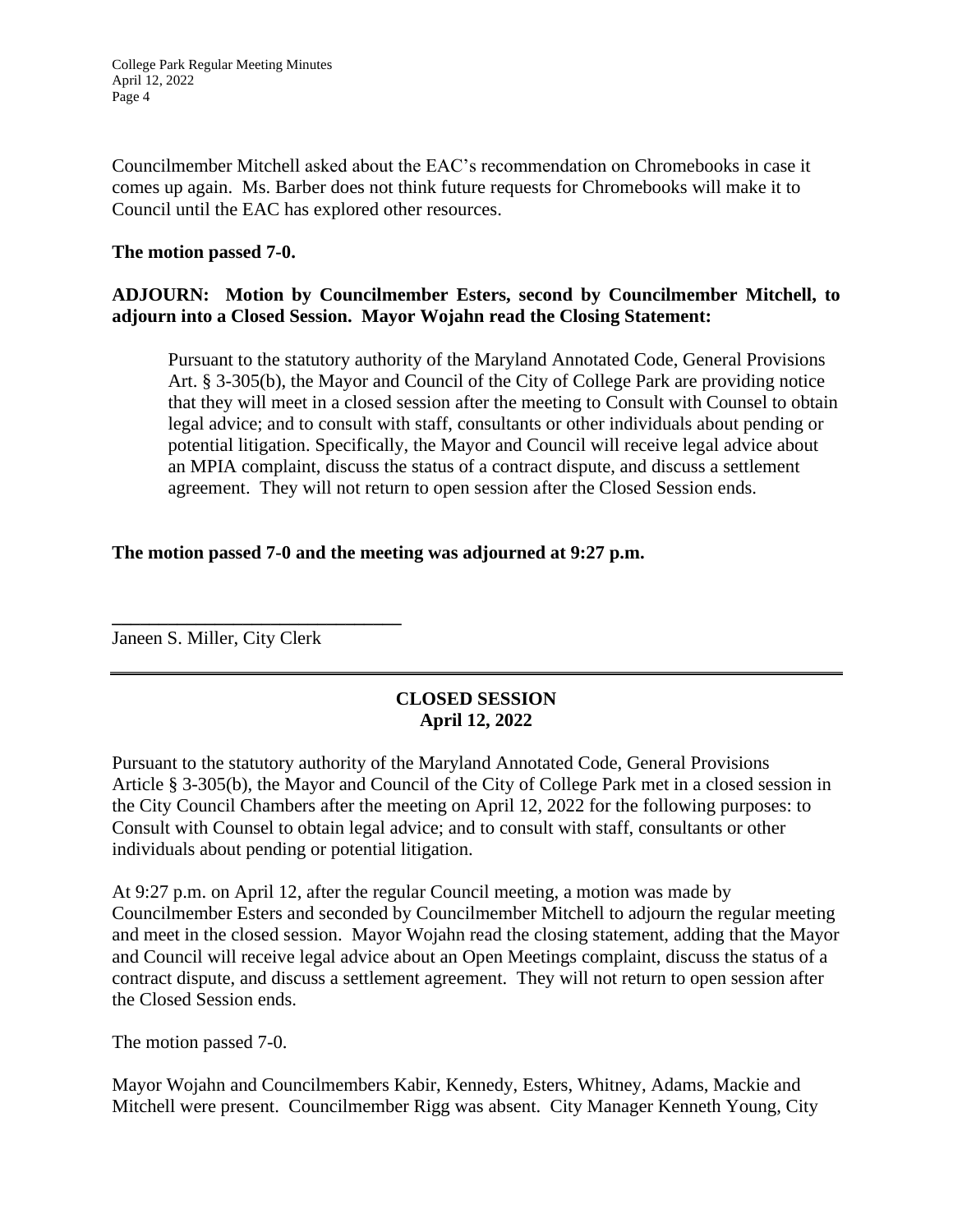Councilmember Mitchell asked about the EAC's recommendation on Chromebooks in case it comes up again. Ms. Barber does not think future requests for Chromebooks will make it to Council until the EAC has explored other resources.

**The motion passed 7-0.**

**ADJOURN: Motion by Councilmember Esters, second by Councilmember Mitchell, to adjourn into a Closed Session. Mayor Wojahn read the Closing Statement:**

> Pursuant to the statutory authority of the Maryland Annotated Code, General Provisions Art. § 3-305(b), the Mayor and Council of the City of College Park are providing notice that they will meet in a closed session after the meeting to Consult with Counsel to obtain legal advice; and to consult with staff, consultants or other individuals about pending or potential litigation. Specifically, the Mayor and Council will receive legal advice about an MPIA complaint, discuss the status of a contract dispute, and discuss a settlement agreement. They will not return to open session after the Closed Session ends.

**The motion passed 7-0 and the meeting was adjourned at 9:27 p.m.**

\_\_\_\_\_\_\_\_\_\_\_\_\_\_\_\_\_\_\_\_\_\_\_\_\_\_\_\_\_\_

Janeen S. Miller, City Clerk

---

**CLOSED SESSION**
**April 12, 2022**

Pursuant to the statutory authority of the Maryland Annotated Code, General Provisions Article § 3-305(b), the Mayor and Council of the City of College Park met in a closed session in the City Council Chambers after the meeting on April 12, 2022 for the following purposes: to Consult with Counsel to obtain legal advice; and to consult with staff, consultants or other individuals about pending or potential litigation.

At 9:27 p.m. on April 12, after the regular Council meeting, a motion was made by Councilmember Esters and seconded by Councilmember Mitchell to adjourn the regular meeting and meet in the closed session. Mayor Wojahn read the closing statement, adding that the Mayor and Council will receive legal advice about an Open Meetings complaint, discuss the status of a contract dispute, and discuss a settlement agreement. They will not return to open session after the Closed Session ends.

The motion passed 7-0.

Mayor Wojahn and Councilmembers Kabir, Kennedy, Esters, Whitney, Adams, Mackie and Mitchell were present. Councilmember Rigg was absent. City Manager Kenneth Young, City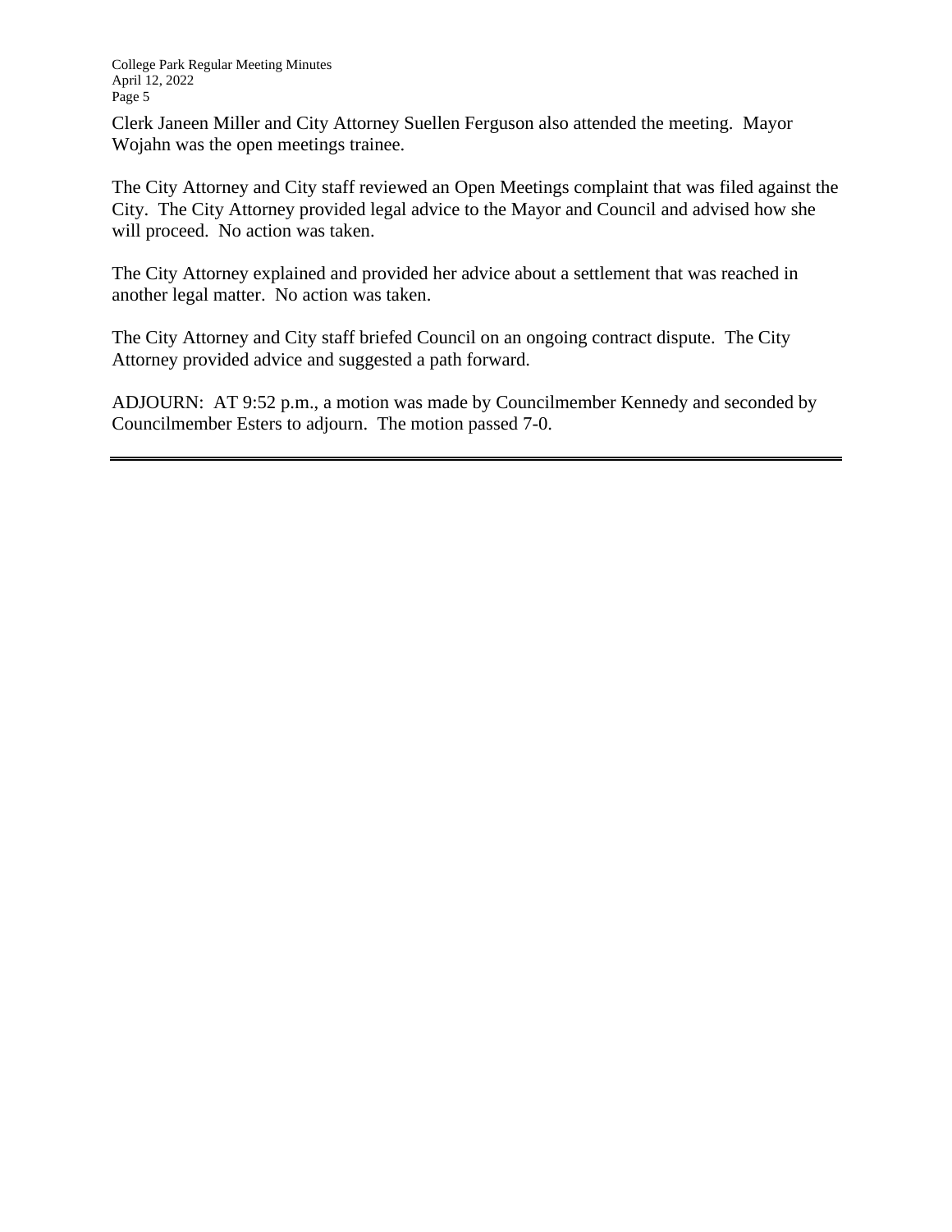Clerk Janeen Miller and City Attorney Suellen Ferguson also attended the meeting. Mayor Wojahn was the open meetings trainee.

The City Attorney and City staff reviewed an Open Meetings complaint that was filed against the City. The City Attorney provided legal advice to the Mayor and Council and advised how she will proceed. No action was taken.

The City Attorney explained and provided her advice about a settlement that was reached in another legal matter. No action was taken.

The City Attorney and City staff briefed Council on an ongoing contract dispute. The City Attorney provided advice and suggested a path forward.

ADJOURN: AT 9:52 p.m., a motion was made by Councilmember Kennedy and seconded by Councilmember Esters to adjourn. The motion passed 7-0.